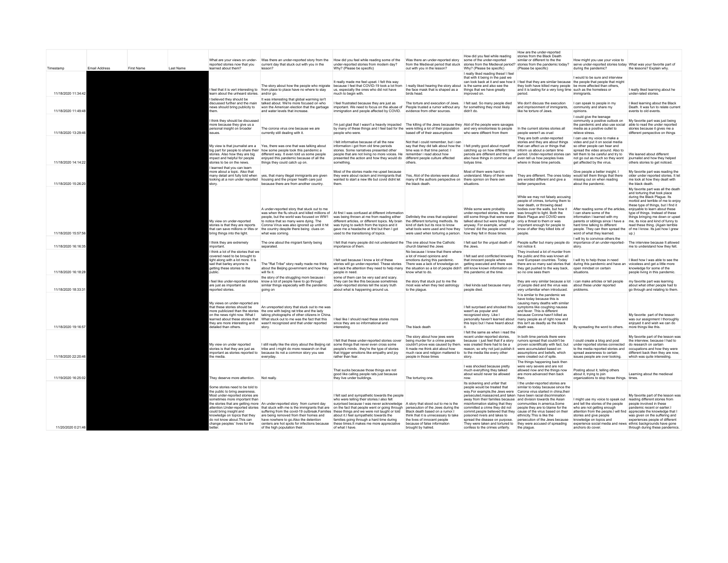| Timestamp | Email Address | First Name | Last Name | What are your views on under-reported stories now that you learned about them? | Was there an under-reported story from the current day that stuck out with you in the lesson? | How did you feel while reading some of the under-reported stories from modern day? Why? (Please be specific) | Was there an under-reported story from the Medieval period that stuck out with you in the lesson? | How did you feel while reading some of the under-reported stories from the Medieval period? Why? (Please be specific) | How are the under-reported stories from the Black Death similar or different to the the under-reported stories from the pandemic today? (Please be specific) | How might you use your voice to serve under-reported stories today during the pandemic? | What was your favorite part of the lessons? Explain why. |
|---|---|---|---|---|---|---|---|---|---|---|---|
| 11/18/2020 11:34:42 | | | | I feel that it is vert interesting to learn about the unheard stories. | The story about how the people who migrate from place to place have no where to stay and/or go. | It really made me feel upset. I felt this way because I feel that COVID-19 took a lot from us, especially the ones who did not have much to begin with. | I really liked hearing the story about the face mask that is shaped as a birds head. | I really liked reading these! I feel that with it being in the past we can look back at it and see how it is the same and also see the things that we have greatly improved on. | I feel that they are similar because they both have killed many people and it is lasting for a very long time period. | I would to be sure and interview the people that people that might be more affected than others, such as the homeless or immigrants. | I really liked learning about he under-rated stories. |
| 11/18/2020 11:49:48 | | | | I believed they should be discussed further and the main news should bring publicity to them. | It was interesting that global warming isn't talked about. We're more focused on who won the American election that the garbage and water levels that increase. | I feel frustrated because they are just as important. We need to focus on the abuse of immigration and people affected by COVID. | The torture and execution of Jews. People trusted a rumor without any evidence from other sources. | I felt sad. So many people died for something they most likely didn't do. | We don't discuss the execution and imprisonment of immigrants, like he torture of Jews. | I can speak to people in my community and share my opinions. | I liked learning about the Black Death. It was fun to relate current events to old events. |
| 11/18/2020 13:29:46 | | | | I think they should be discussed more because they give us a personal insight on broader issues. | The corona virus one because we are currently still dealing with it. | I'm just glad that I wasn't a heavily impacted by many of these things and I feel bad for the people who were. | The killing of the Jews because they were killing a lot of their population based off of their assumptions | Alot of the people were savages and very emotionless to people who were different from them | In the current stories stories all people weren't as cruel | I could give the teenage community a positive outlook on the pandemic and also use social media as a positive outlet to relieve stress. | My favorite part was just being able to read the under reported stories because it gives me a different perspective on things |
| 11/18/2020 14:14:22 | | | | My view is that journalist are a big part for people to share their stories. Also how they are big impact and helpful for people stories to be on the news. | Yes, there was one that was talking about how some people took this pandemic a different way. It even told us some people enjoyed this pandemic because of all the things they could catch up on. | I felt informative because of all the new information i got from old time periods stories. Some narratives presented other people that are not living no more voices. He presented the action and how they would do something. | Not that i could remember, but i can say that they did talk about how the time was in that time period. I remember i read about how different people culture affected others. | I felt pretty good about myself catching up on how different time periods are different and they also have things in common as of todyas time. | They are both under-reported stories and they are about things that can affect us or things that inform us about a certain time period. Under-reported stories can even tell us how peoples lives where in those time periods. | I can use my voice to make a video and put it on social media so other people can hear and spread the video around. Also to tell them to be careful and try to not go out as much so they wont get affected by the virus. | We leaned about different journalist and how they helped others stories to get noticed. |
| 11/18/2020 15:26:20 | | | | I learned that you can learn more about a topic. Also that many detail arnt fully told when looking at a non under reported story. | yes, that many illegal immigrants are given housing and the proper health care just because there are from another country. | Most of the stories made me upset because they were about racism and immigrants that wanted to start a new life but covid didnt let them. | Yes, Alot of the stories were about many of the authors perspective on the black death. | Most of them were hard to understand. Many of them were there opinion on there own situations. | They are different. The ones today are worded different and give a better perspective. | Give people a better insight. I would tell them things that there missing out on when reading about the pandemic. | My favorite part was reading the older under reported stories. It let me look at how they dealt with the black death. |
| 11/18/2020 15:57:56 | | | | My view on under-reported stories is that they are reports that can save millions or lifes or bring things into the light. | A under-reported story that stuck out to me was when the flu struck and killed millions of people, but the world was focused on WW1 to notice that so many were dying. The Corona Virus was also ignored up until it hit the country despite there being clues on what was coming. | At first I was confused at different information was being thrown at me from reading either different articles, or different topics. My brain was trying to switch from the topics and it gave me a headache at first but then I got used to the transitioning of topics. | Definitely the ones that explained the different torturing methods. Its kind of dark but its nice to know what tools were used and how they were used when torturing a person. | While some were probably under-reported stories, there are still some things that were never talked about but were brought up anyway. For example, what 'crimes' did the people commit or how they felt in those times. | While we may not falsely accusing people of crimes, torturing them to near death, or throwing dead bodies over the walls, but how it was brought to light. Both the Black Plague and COVID were only a threat to them or was important enough for people to know of after they killed lots of people. | After reading some of the articles, I can share some of the information I learned with my parents or siblings since I have a hard time talking to different people. They can then spread the word of what they learned. | My favorite part was all the death and torturing that took place during the Black Plague. Its morbid and terrible of me to enjoy these type of things, but I find it enjoyable to learn about these type of things. Instead of these things bringing me down or upset me, its nice and kind of funny to read these thing. (Again terrible of me I know. Its just how I grew up.) |
| 11/18/2020 16:16:35 | | | | I think they are extremely important. | The one about the migrant family being separated. | I felt that many people did not understand the importance of them. | The one about how the Catholic church blamed the Jews | I felt sad for the unjust death of the Jews. | People suffer but many people do not notice it. | I will try to convince others the importance of an under-reported-story. | The interview because It allowed me to understand how they felt. |
| 11/18/2020 16:18:28 | | | | I think a lot of the stories that we covered need to be brought to light along with a lot more. It is sad that barley anyone is getting these stories to the public. | The "Rat Tribe" story really made me think about the Beijing government and how they will fix it. | I felt sad because I know a lot of these stories will go under-reported. These stories will lack the attention they need to help many people in need. | No because I knew that there where a lot of mixed opinions and emotions during this pandemic. There was a lack of knowledge on the situation so a lot of people didn't know what to do. | I felt sad and conflicted knowing that innocent people where getting executed and there was still known information on this pandemic at the time. | They involved a lot of murder from the public and this was known all over European countries. Today there are so many sad stories that they get pushed to the way back, so no one sees them | I will try to help those in need during this pandemic and have an open mindset on certain situations. | I liked how I was able to see the voiceless and get a little more knowledge for some of the people living in this pandemic. |
| 11/18/2020 18:33:31 | | | | i feel like under-reported stories are just as important as reported stories. | the story of the struggling mom because i know a lot of people have to go through similar things especially with the pandemic going on | some of them can be very sad and scary. They can be like this because sometimes under-reported stories tell the scary truth about what is happening around us. | the story that stuck out to me the most was when they tied astrology to the plague. | i feel kinda sad because many people died. | they are very similar because a lot of people died and the virus was very unfamiliar when introduced. | i can make articles or tell people about these under reported problems. | my favorite part was learning about what other people had to go through and relating to them. |
| 11/18/2020 19:16:57 | | | | My views on under-reported are that these stories should be more publicized than the stories on the news right now. What I learned about these stories that they are more interesting and detailed than others. | An unreported story that stuck out to me was the one with beijing rat tribe and the lady taking photographs of other citizens in China. What stuck out to me was the fact that this wasn't recognized and that under reported story. | I feel like I should read these stories more since they are so informational and interesting. | The black death | I felt surprised and shocked this wasn't as popular and recognized story. Like I personally haven't learned about this topic but I have heard about it. | It is similar to the pandemic we have today because this is causing many deaths with similar symptoms like coughing nausea and fever. This is different because Corona hasn't killed as many people as of right now and this isn't as deadly as the black death was. | By spreading the word to others. | My favorite part of the lesson was our assignment I thoroughly enjoyed it and wish we can do more things like this. |
| 11/18/2020 22:20:46 | | | | My view on under reported stories is that they are just as important as stories reported to the media. | I still really like the story about the Beijing rat tribe and i might do more research on that because its not a common story you see everyday. | I felt that these under-reported stories cover some things that never even cross some people's minds , they're the type of stories that trigger emotions like empathy and joy rather than fear. | The story about how jews were being murder for a crime people couldn't prove was caused by them. It made me think alot about how much race and religion mattered to people in those times | I felt the same as when i read the recent under-reported stories, because i just feel that if a story was created there had to be a reason, so why not just publish it to the media like every other story. | In both time periods there were rumors spread that couldn't be proven scientifically with fact, but were accumulated based on assumptions and beliefs, which were created out of spite. | I could create a blog and post under reported stories connected to the media reported stories and spread awareness to certain issues people are over looking. | My favorite part of the lesson was the interview, because I had to do research on certain occupations and how they were different back then they are now, which was quite interesting. |
| 11/19/2020 16:25:02 | | | | They deserve more attention. | Not really. | That sucks because those things are not good like calling people rats just because they live under buildings. | The torturing one. | I was shocked because pretty much everything they talked about would never be allowed now. | The things happening back then were very severe and are not allowed now and the things now are more advanced then back then. | Posting about it, telling others about it, trying to join organizations to stop those things. | Learning about the medieval times. |
| 11/20/2020 0:21:46 | | | | Some stories need to be told to the public to bring awareness. Most under-reported stories are sometimes more important than the stories that are getting more attention.Under-reported stories could bring insight and knowledge on topics that they do not know about.This can change peoples' lives for the better. | An under-reported story from current day that stuck with me is the immigrants that are suffering from the covid-19 outbreak.Families are being removed from their homes and have nowhere to go.Also the detention centers are hot spots for infections because of the high population their. | I felt sad and sympathetic towards the people who were telling their stories.I also felt surprised because I was never acknowledge on the fact that people went or going through these things and we were not taught or told about it.I feel sympathetic towards the families going through a hard time during these times.It makes me more appreciative of what I have. | A story that stood out to me is the persecution of the Jews during the Black death based on a rumor.I think that it is unnecessary to take the lives of innocent people because of false information brought by hatred. | Its sickening and unfair that people would be treated that way.For example,the Jews were persecuted,massacred,and taken away from their families because misinformation stating that they committed a crime they did not commit,people believed that they poisoned rivers and lakes to spread the disease on purpose. They were taken and tortured to confess to the crimes unfairly. | I the under-reported stories are similar to today because since the Carona virus started in china,their have been racial discrimination and division towards the Asian communities in america.Some people they are to blame for the cause of the virus based on their ethnicity.This is like the persecution of the Jews because they were accused of spreading the plague. | I might use my voice to speak out and tell the stories of the people who are not getting enough attention from the people.I will find stories and give people knowledge on topics and experience social media and news anchors do cover. | My favorite part of the lesson was reading different stories from people involved in these pandemic recent or earlier.I appreciate the knowledge that I was given on the suffering and experiences people of different ethnic backgrounds have gone through during these pandemics. |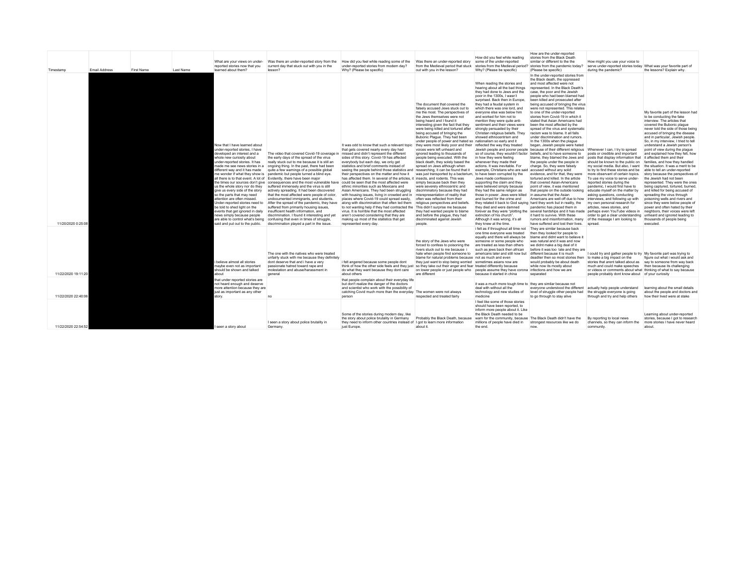| Timestamp | Email Address | First Name | Last Name | What are your views on under-reported stories now that you learned about them? | Was there an under-reported story from the current day that stuck out with you in the lesson? | How did you feel while reading some of the under-reported stories from modern day? Why? (Please be specific) | Was there an under-reported story from the Medieval period that stuck out with you in the lesson? | How did you feel while reading some of the under-reported stories from the Medieval period? Why? (Please be specific) | How are the under-reported stories from the Black Death similar or different to the the stories from the pandemic today? (Please be specific) | How might you use your voice to serve under-reported stories today during the pandemic? | What was your favorite part of the lessons? Explain why. |
|---|---|---|---|---|---|---|---|---|---|---|---|
| 11/20/2020 0:25:08 | | | | Now that I have learned about under-reported stories, I have developed an interest and a whole new curiosity about under-reported stories. It has made me see news stories in a different way and it has made me wonder if what they show is all there is to that event. A lot of the times our sources don't give us the whole story nor do they give us every side of the story so the parts that may need attention are often missed. Under-reported stories need to be told to shed light on the events that get ignored in daily news simply because people are able to control what's being said and put out to the public. | The video that covered Covid-19 coverage in the early days of the spread of the virus really stuck out to me because it is still an ongoing thing. In the past, there had been quite a few warnings of a possible global pandemic but people turned a blind eye. Evidently, there have been major consequences and the most vulnerable have suffered immensely and the virus is still actively spreading. It had been discovered that the most affected were people of color, undocumented immigrants, and students. After the spread of the pandemic, they have suffered from primarily housing issues, insufficient health information, and discrimination. I found it interesting and yet confusing that even in times of struggle, discrimination played a part in the issue. | It was odd to know that such a relevant topic that gets covered nearly every day had missed and didn't represent the different sides of this story. Covid-19 has affected everybody but each day, we only get statistics and brief comments instead of seeing the people behind those statistics and their perspectives on the matter and how it has affected them. In several of the articles, it could be seen that the most affected were ethnic minorities such as Mexicans and Asian Americans. They had been struggling with housing issues, living in crowded and in places where Covid-19 could spread easily, along with discrimination that often led them to not wanting help if they had contracted the virus. It is horrible that the most affected aren't covered considering that they are making up most of the statistics that get represented every day. | The document that covered the falsely accused Jews stuck out to me the most. The perspectives of the Jews themselves were not being heard and I found it interesting given the fact that they were being killed and tortured after being accused of bringing the Bubonic Plague. They had been under people of power and hated so they were most likely poor and their voices were left unheard and ignored leading to thousands of people being executed. With the black death, they solely based the spread on Jews although when researching, it can be found that it was just transported by a bacterium, insects, and rodents. This was simply because back then they were severely ethnocentric and discriminatory because they had misrepresentation of reality that often was reflected from their religious perspectives and beliefs. This didn't surprise me because they had wanted people to blame and before the plague, they had discriminated against Jewish people. | When reading the stories and hearing about all the bad things they had done to Jews and the poor in the 1300s, I wasn't surprised. Back then in Europe, they had a feudal system in which there was one lord, and everyone else was below him and worked for him not to mention they were quite anti-Christian religious beliefs. They showed ethnocentrism and nationalism so early and it reflected the way they treated Jewish people and poorer people so of course, they wouldn't factor in how they were feeling whenever they made their actions. It was inevitable. For example, Christians who are said to have been corrupted by the Jews made confessions supporting the claim and they were believed simply because they had the same religion as those in power. Jews were killed and burned for the crime and they related it back to God saying they died and were damned forever as they were "plotting the extinction of his church". Although it was wrong, it's all they knew at the time. | In the under-reported stories from the Black death, the oppressed and most affected were not represented. In the Black Death's case, the poor and the Jewish people who had been blamed had been killed and prosecuted after being accused of bringing the virus were not represented. This relates to one of the under-reported stories from Covid-19 in which it stated that Asian Americans had been the most affected by the spread of the virus and systematic racism was to blame. It all falls under discrimination and rumors. In the 1300s when the plague began, Jewish people were hated because of their different religious beliefs, and to have someone to blame, they blamed the Jews and the people under the people in charge. So, they were falsely accused without any solid evidence, and for that, they were tortured and killed. In the article that covered Asian-Americans point of view, it was mentioned that people on the outside looking in assume that the Asian Americans are well off due to how hard they work but in reality, the pandemic has placed them in several hardships and it has made it hard to survive. With these rumors and misinformation, many have suffered and lost their lives. | Whenever I can, I try to spread posts or credible and important posts that display information that should be known to the public on my social media. But also, I want to try to find these stories and be more observant of certain topics. To use my voice to serve under-reported stories during the pandemic, I would first have to educate myself on the matter by asking questions, conducting interviews, and following up with my own personal research for articles, news stories, and perhaps even YouTube videos in order to get a clear understanding of the message I am looking to spread. | My favorite part of the lesson had to be conducting the fake interview. The articles that covered the Bubonic plague never told the side of those being accused of bringing the disease and in particular, Jewish people. So, in my interview, I tried to tell understand a Jewish person's point of view during the plague and explained how they felt, how it affected them and their families, and how they handled the situation. It was a merit to be able to tell an under-reported story because the perspectives of the Jewish had not been represented. They were the ones being captured, tortured, burned, and killed for being accused of spreading the virus through poisoning wells and rivers and since they were below people of power and often hated by their neighbors, their voices were left unheard and ignored leading to thousands of people being executed. |
| 11/22/2020 19:11:20 | | | | i believe almost all stories maybe even not as important should be shown and talked about | The one with the natives who were treated unfairly stuck with me because they definitely dont deserve that and i have a very passionate hatred toward rape and molestation and abuse/harassment in general | i felt angered because some people dont think of how the other side feels and they just do what they want because they dont care about others | the story of the Jews who were forced to confess to poisoning the rivers stuck out to me because i hate when people find someone to blame for natural problems because they just want to stop being worried so they take out thier anger and fear on lower people or just people who are different | i felt as if throughout all time not one time everyone was treated equally and there will always be someone or some people who are treated as less than others such as jews back then african americans later and still now but sometimes asians now are treated differently because people assume they have corona because it started in china | They are similar because back then they looked for people to blame and didnt want to believe it was natural and it was and now we didnt make a big deal of it before it was too late and they are different because it is much deadlier then so most stories then would probably be about death while now its mostly about infections and how we are separated | I could try and gather people to try to make a big impact on the stories that arent talked about as much and could make speeches or videos or comments about what people probably dont know about | My favorite part was trying to figure out what i would ask and say to someone from way back then because its challenging thinking of what to say because of your curiosity |
| 11/22/2020 22:40:06 | | | | that under reported stories are not heard enough and deserve more attention because they are just as important as any other story. | no | that people complain about their everyday life but don't realize the danger of the doctors and scientist who work with the possibility of catching Covid much more than the everyday person | The women were not always respected and treated fairly | it was a much more tough time to deal with without all the technology and new studies of medicine | they are similar because not everyone understood the different level of struggle other people had to go through to stay alive | actually help people understand the struggle everyone is going through and try and help others | learning about the small details about the people and doctors and how their lived were at stake |
| 11/22/2020 22:54:52 | | | | I seen a story about | I seen a story about police brutality in Germany. | Some of the stories during modern day, like the story about police brutality in Germany they need to inform other countries instead of just Europe. | Probably the Black Death, because I got to learn more information about it. | I feel like some of those stories should have been reported, to inform more people about it. Like the Black Death needed to be warn for the community, because millions of people have died in the end. | The Black Death didn't have the strongest resources like we do now. | By reporting to local news channels, so they can inform the community. | Learning about under-reported stories, because I got to research more stories I have never heard about. |